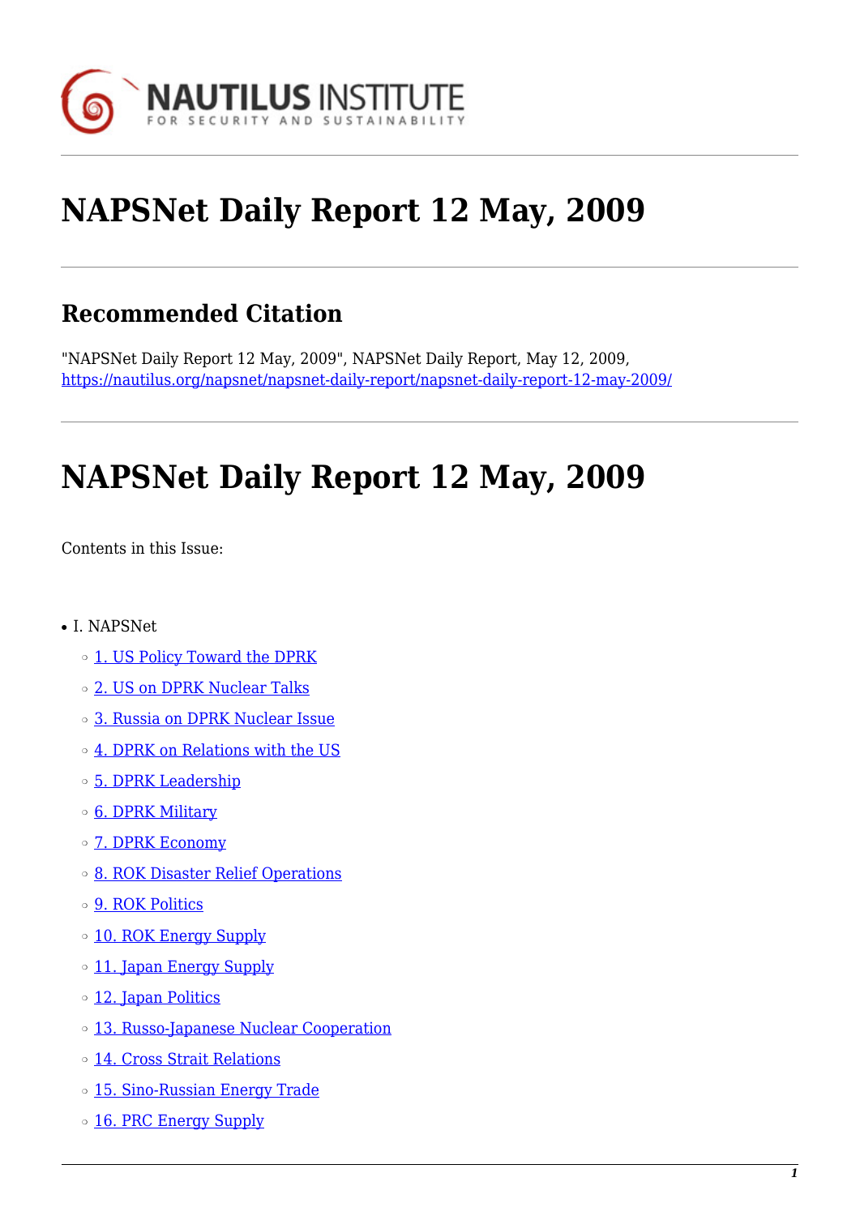# NAPSNet Daily Report 12 May, 2009

## Recommended Citation

"NAPSNet Daily Report 12 May, 2009", NAPSNet Daily Report, May 12, 2009, https://nautilus.org/napsnet/napsnet-daily-report/napsnet-daily-report-12-may-2009/

# NAPSNet Daily Report 12 May, 2009

Contents in this Issue:

- I. NAPSNet
  - 1. US Policy Toward the DPRK
  - 2. US on DPRK Nuclear Talks
  - 3. Russia on DPRK Nuclear Issue
  - 4. DPRK on Relations with the US
  - 5. DPRK Leadership
  - 6. DPRK Military
  - 7. DPRK Economy
  - 8. ROK Disaster Relief Operations
  - 9. ROK Politics
  - 10. ROK Energy Supply
  - 11. Japan Energy Supply
  - 12. Japan Politics
  - 13. Russo-Japanese Nuclear Cooperation
  - 14. Cross Strait Relations
  - 15. Sino-Russian Energy Trade
  - 16. PRC Energy Supply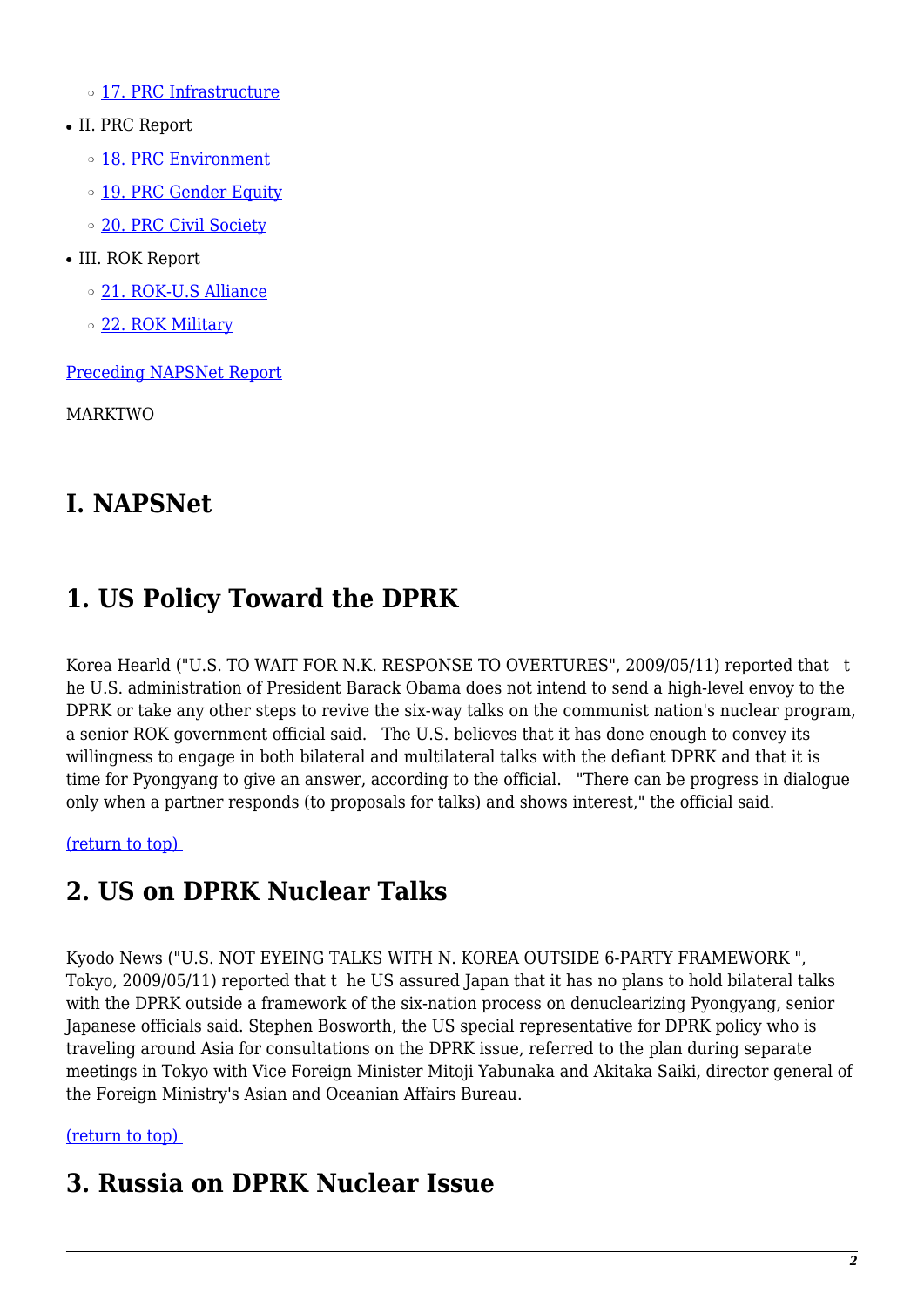- [17. PRC Infrastructure]
- II. PRC Report
  - [18. PRC Environment]
  - [19. PRC Gender Equity]
  - [20. PRC Civil Society]
- III. ROK Report
  - [21. ROK-U.S Alliance]
  - [22. ROK Military]

[Preceding NAPSNet Report]

MARKTWO

## I. NAPSNet

## 1. US Policy Toward the DPRK

Korea Hearld ("U.S. TO WAIT FOR N.K. RESPONSE TO OVERTURES", 2009/05/11) reported that t he U.S. administration of President Barack Obama does not intend to send a high-level envoy to the DPRK or take any other steps to revive the six-way talks on the communist nation's nuclear program, a senior ROK government official said. The U.S. believes that it has done enough to convey its willingness to engage in both bilateral and multilateral talks with the defiant DPRK and that it is time for Pyongyang to give an answer, according to the official. "There can be progress in dialogue only when a partner responds (to proposals for talks) and shows interest," the official said.

[(return to top)]

## 2. US on DPRK Nuclear Talks

Kyodo News ("U.S. NOT EYEING TALKS WITH N. KOREA OUTSIDE 6-PARTY FRAMEWORK ", Tokyo, 2009/05/11) reported that t he US assured Japan that it has no plans to hold bilateral talks with the DPRK outside a framework of the six-nation process on denuclearizing Pyongyang, senior Japanese officials said. Stephen Bosworth, the US special representative for DPRK policy who is traveling around Asia for consultations on the DPRK issue, referred to the plan during separate meetings in Tokyo with Vice Foreign Minister Mitoji Yabunaka and Akitaka Saiki, director general of the Foreign Ministry's Asian and Oceanian Affairs Bureau.

[(return to top)]

## 3. Russia on DPRK Nuclear Issue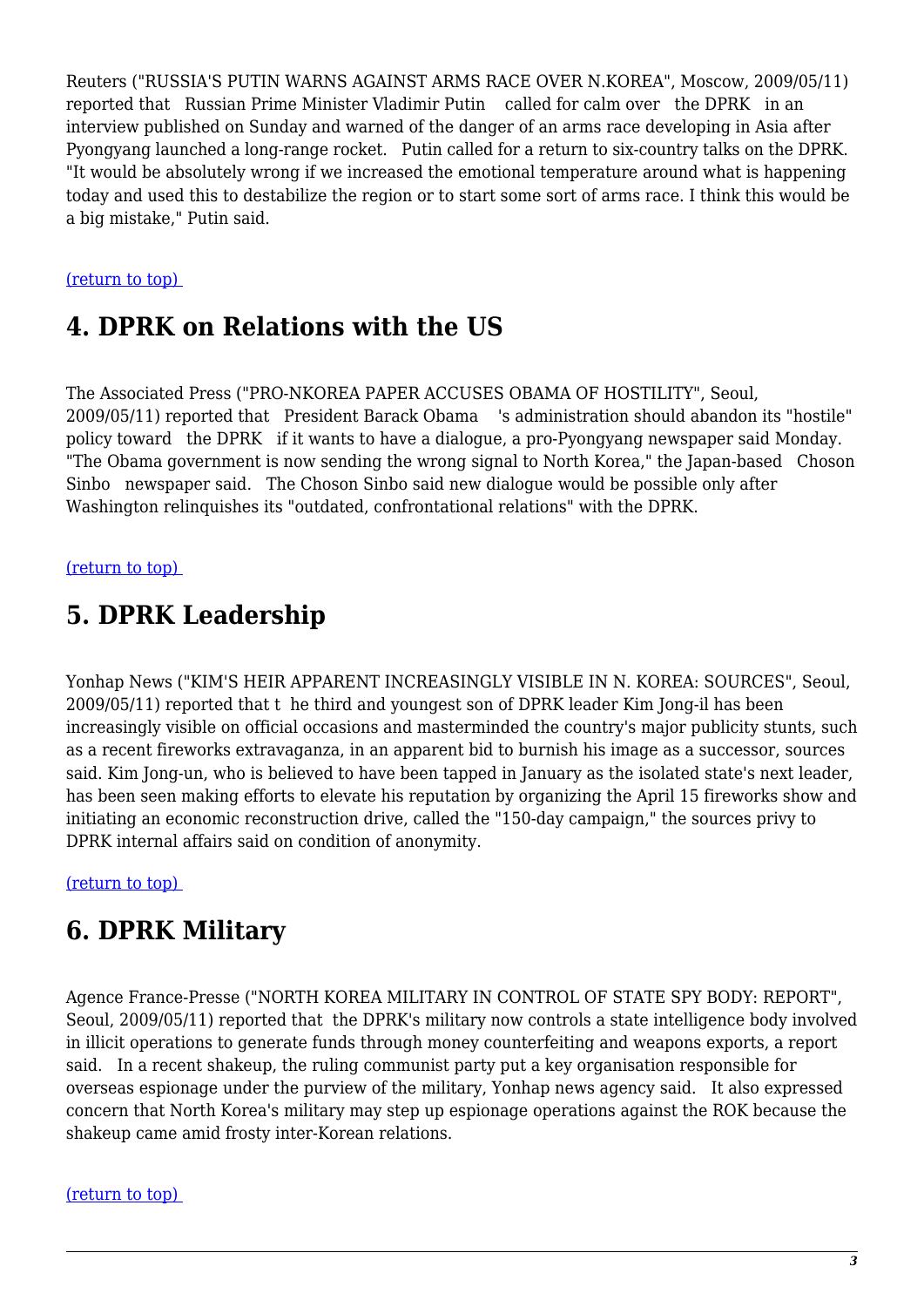Reuters ("RUSSIA'S PUTIN WARNS AGAINST ARMS RACE OVER N.KOREA", Moscow, 2009/05/11) reported that Russian Prime Minister Vladimir Putin called for calm over the DPRK in an interview published on Sunday and warned of the danger of an arms race developing in Asia after Pyongyang launched a long-range rocket. Putin called for a return to six-country talks on the DPRK. "It would be absolutely wrong if we increased the emotional temperature around what is happening today and used this to destabilize the region or to start some sort of arms race. I think this would be a big mistake," Putin said.

(return to top)

## 4. DPRK on Relations with the US

The Associated Press ("PRO-NKOREA PAPER ACCUSES OBAMA OF HOSTILITY", Seoul, 2009/05/11) reported that President Barack Obama 's administration should abandon its "hostile" policy toward the DPRK if it wants to have a dialogue, a pro-Pyongyang newspaper said Monday. "The Obama government is now sending the wrong signal to North Korea," the Japan-based Choson Sinbo newspaper said. The Choson Sinbo said new dialogue would be possible only after Washington relinquishes its "outdated, confrontational relations" with the DPRK.

(return to top)

## 5. DPRK Leadership

Yonhap News ("KIM'S HEIR APPARENT INCREASINGLY VISIBLE IN N. KOREA: SOURCES", Seoul, 2009/05/11) reported that t he third and youngest son of DPRK leader Kim Jong-il has been increasingly visible on official occasions and masterminded the country's major publicity stunts, such as a recent fireworks extravaganza, in an apparent bid to burnish his image as a successor, sources said. Kim Jong-un, who is believed to have been tapped in January as the isolated state's next leader, has been seen making efforts to elevate his reputation by organizing the April 15 fireworks show and initiating an economic reconstruction drive, called the "150-day campaign," the sources privy to DPRK internal affairs said on condition of anonymity.

(return to top)

## 6. DPRK Military

Agence France-Presse ("NORTH KOREA MILITARY IN CONTROL OF STATE SPY BODY: REPORT", Seoul, 2009/05/11) reported that the DPRK's military now controls a state intelligence body involved in illicit operations to generate funds through money counterfeiting and weapons exports, a report said. In a recent shakeup, the ruling communist party put a key organisation responsible for overseas espionage under the purview of the military, Yonhap news agency said. It also expressed concern that North Korea's military may step up espionage operations against the ROK because the shakeup came amid frosty inter-Korean relations.

(return to top)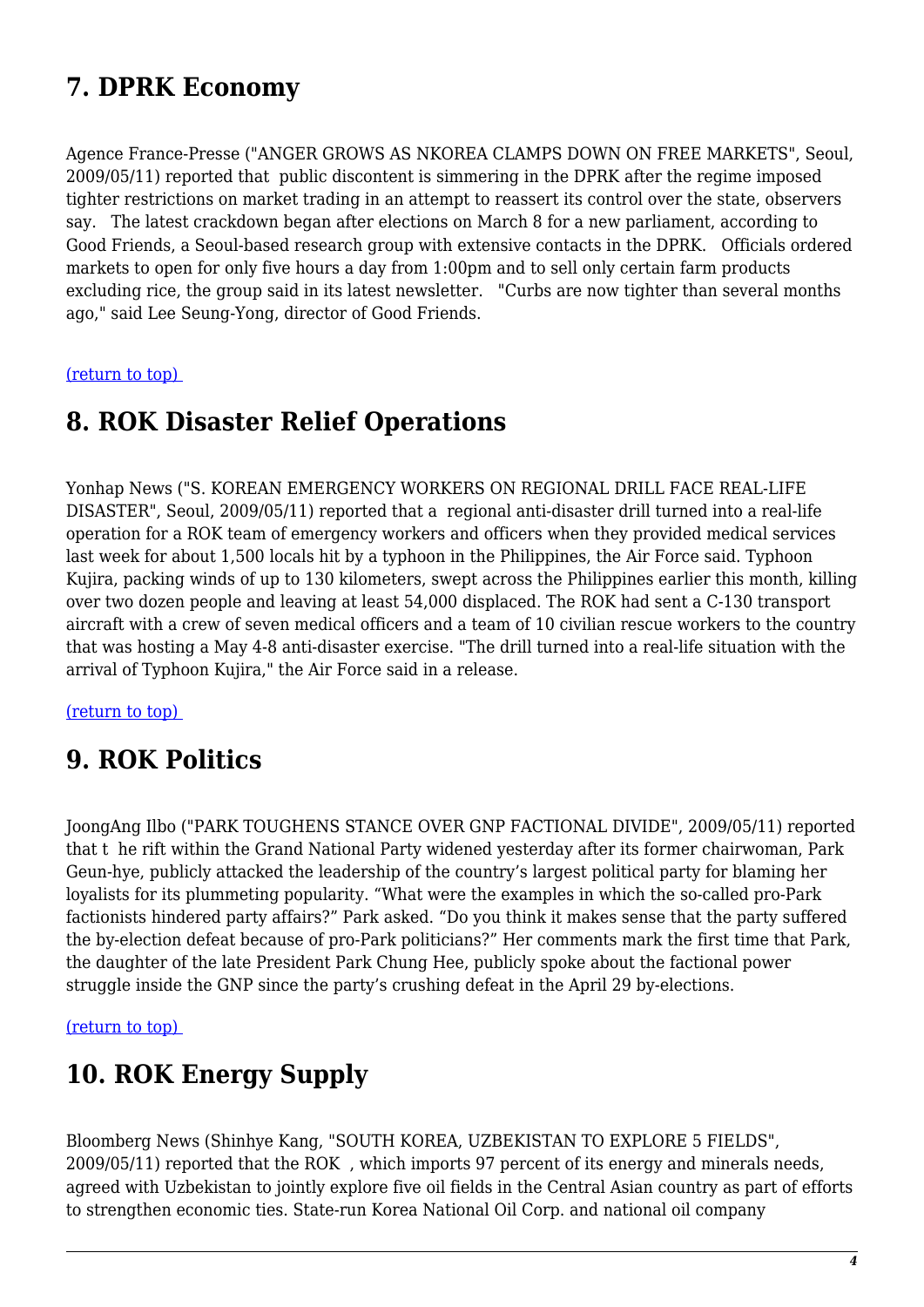## 7. DPRK Economy

Agence France-Presse ("ANGER GROWS AS NKOREA CLAMPS DOWN ON FREE MARKETS", Seoul, 2009/05/11) reported that public discontent is simmering in the DPRK after the regime imposed tighter restrictions on market trading in an attempt to reassert its control over the state, observers say. The latest crackdown began after elections on March 8 for a new parliament, according to Good Friends, a Seoul-based research group with extensive contacts in the DPRK. Officials ordered markets to open for only five hours a day from 1:00pm and to sell only certain farm products excluding rice, the group said in its latest newsletter. "Curbs are now tighter than several months ago," said Lee Seung-Yong, director of Good Friends.

(return to top)

## 8. ROK Disaster Relief Operations

Yonhap News ("S. KOREAN EMERGENCY WORKERS ON REGIONAL DRILL FACE REAL-LIFE DISASTER", Seoul, 2009/05/11) reported that a regional anti-disaster drill turned into a real-life operation for a ROK team of emergency workers and officers when they provided medical services last week for about 1,500 locals hit by a typhoon in the Philippines, the Air Force said. Typhoon Kujira, packing winds of up to 130 kilometers, swept across the Philippines earlier this month, killing over two dozen people and leaving at least 54,000 displaced. The ROK had sent a C-130 transport aircraft with a crew of seven medical officers and a team of 10 civilian rescue workers to the country that was hosting a May 4-8 anti-disaster exercise. "The drill turned into a real-life situation with the arrival of Typhoon Kujira," the Air Force said in a release.

(return to top)

## 9. ROK Politics

JoongAng Ilbo ("PARK TOUGHENS STANCE OVER GNP FACTIONAL DIVIDE", 2009/05/11) reported that t he rift within the Grand National Party widened yesterday after its former chairwoman, Park Geun-hye, publicly attacked the leadership of the country's largest political party for blaming her loyalists for its plummeting popularity. "What were the examples in which the so-called pro-Park factionists hindered party affairs?" Park asked. "Do you think it makes sense that the party suffered the by-election defeat because of pro-Park politicians?" Her comments mark the first time that Park, the daughter of the late President Park Chung Hee, publicly spoke about the factional power struggle inside the GNP since the party's crushing defeat in the April 29 by-elections.

(return to top)

## 10. ROK Energy Supply

Bloomberg News (Shinhye Kang, "SOUTH KOREA, UZBEKISTAN TO EXPLORE 5 FIELDS", 2009/05/11) reported that the ROK , which imports 97 percent of its energy and minerals needs, agreed with Uzbekistan to jointly explore five oil fields in the Central Asian country as part of efforts to strengthen economic ties. State-run Korea National Oil Corp. and national oil company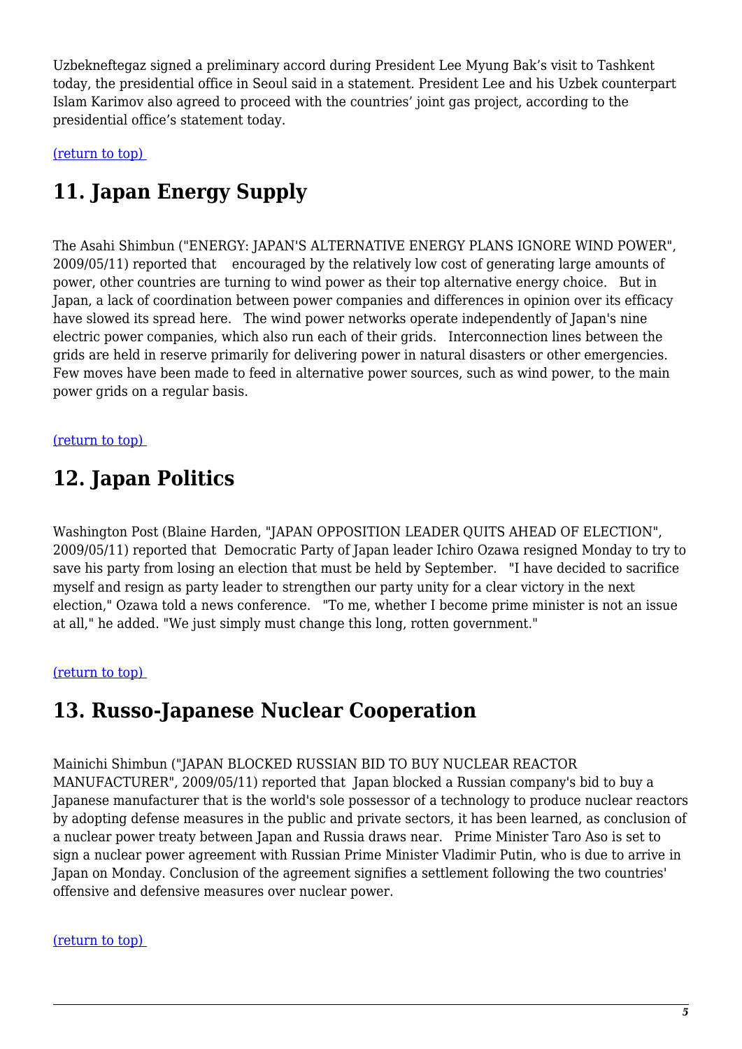Uzbekneftegaz signed a preliminary accord during President Lee Myung Bak's visit to Tashkent today, the presidential office in Seoul said in a statement. President Lee and his Uzbek counterpart Islam Karimov also agreed to proceed with the countries' joint gas project, according to the presidential office's statement today.

(return to top)

## 11. Japan Energy Supply

The Asahi Shimbun ("ENERGY: JAPAN'S ALTERNATIVE ENERGY PLANS IGNORE WIND POWER", 2009/05/11) reported that encouraged by the relatively low cost of generating large amounts of power, other countries are turning to wind power as their top alternative energy choice. But in Japan, a lack of coordination between power companies and differences in opinion over its efficacy have slowed its spread here. The wind power networks operate independently of Japan's nine electric power companies, which also run each of their grids. Interconnection lines between the grids are held in reserve primarily for delivering power in natural disasters or other emergencies. Few moves have been made to feed in alternative power sources, such as wind power, to the main power grids on a regular basis.

(return to top)

## 12. Japan Politics

Washington Post (Blaine Harden, "JAPAN OPPOSITION LEADER QUITS AHEAD OF ELECTION", 2009/05/11) reported that Democratic Party of Japan leader Ichiro Ozawa resigned Monday to try to save his party from losing an election that must be held by September. "I have decided to sacrifice myself and resign as party leader to strengthen our party unity for a clear victory in the next election," Ozawa told a news conference. "To me, whether I become prime minister is not an issue at all," he added. "We just simply must change this long, rotten government."

(return to top)

## 13. Russo-Japanese Nuclear Cooperation

Mainichi Shimbun ("JAPAN BLOCKED RUSSIAN BID TO BUY NUCLEAR REACTOR MANUFACTURER", 2009/05/11) reported that Japan blocked a Russian company's bid to buy a Japanese manufacturer that is the world's sole possessor of a technology to produce nuclear reactors by adopting defense measures in the public and private sectors, it has been learned, as conclusion of a nuclear power treaty between Japan and Russia draws near. Prime Minister Taro Aso is set to sign a nuclear power agreement with Russian Prime Minister Vladimir Putin, who is due to arrive in Japan on Monday. Conclusion of the agreement signifies a settlement following the two countries' offensive and defensive measures over nuclear power.

(return to top)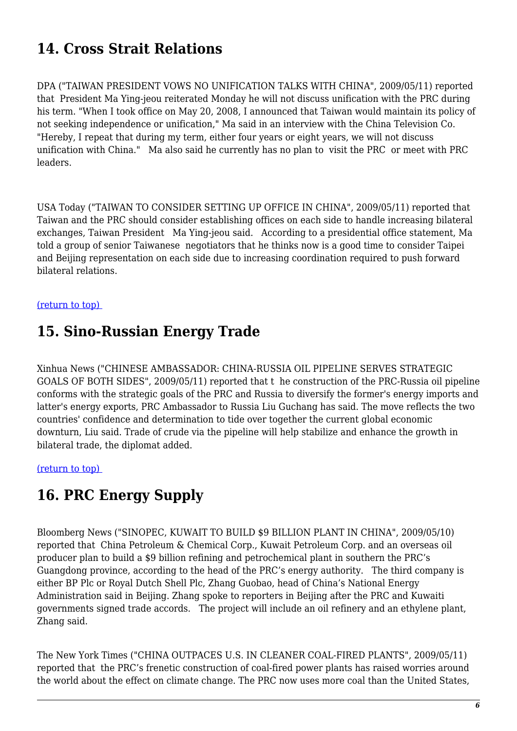## 14. Cross Strait Relations

DPA ("TAIWAN PRESIDENT VOWS NO UNIFICATION TALKS WITH CHINA", 2009/05/11) reported that President Ma Ying-jeou reiterated Monday he will not discuss unification with the PRC during his term. "When I took office on May 20, 2008, I announced that Taiwan would maintain its policy of not seeking independence or unification," Ma said in an interview with the China Television Co. "Hereby, I repeat that during my term, either four years or eight years, we will not discuss unification with China." Ma also said he currently has no plan to visit the PRC or meet with PRC leaders.

USA Today ("TAIWAN TO CONSIDER SETTING UP OFFICE IN CHINA", 2009/05/11) reported that Taiwan and the PRC should consider establishing offices on each side to handle increasing bilateral exchanges, Taiwan President Ma Ying-jeou said. According to a presidential office statement, Ma told a group of senior Taiwanese negotiators that he thinks now is a good time to consider Taipei and Beijing representation on each side due to increasing coordination required to push forward bilateral relations.

(return to top)

## 15. Sino-Russian Energy Trade

Xinhua News ("CHINESE AMBASSADOR: CHINA-RUSSIA OIL PIPELINE SERVES STRATEGIC GOALS OF BOTH SIDES", 2009/05/11) reported that t he construction of the PRC-Russia oil pipeline conforms with the strategic goals of the PRC and Russia to diversify the former's energy imports and latter's energy exports, PRC Ambassador to Russia Liu Guchang has said. The move reflects the two countries' confidence and determination to tide over together the current global economic downturn, Liu said. Trade of crude via the pipeline will help stabilize and enhance the growth in bilateral trade, the diplomat added.

(return to top)

## 16. PRC Energy Supply

Bloomberg News ("SINOPEC, KUWAIT TO BUILD $9 BILLION PLANT IN CHINA", 2009/05/10) reported that China Petroleum & Chemical Corp., Kuwait Petroleum Corp. and an overseas oil producer plan to build a $9 billion refining and petrochemical plant in southern the PRC's Guangdong province, according to the head of the PRC's energy authority. The third company is either BP Plc or Royal Dutch Shell Plc, Zhang Guobao, head of China's National Energy Administration said in Beijing. Zhang spoke to reporters in Beijing after the PRC and Kuwaiti governments signed trade accords. The project will include an oil refinery and an ethylene plant, Zhang said.

The New York Times ("CHINA OUTPACES U.S. IN CLEANER COAL-FIRED PLANTS", 2009/05/11) reported that the PRC's frenetic construction of coal-fired power plants has raised worries around the world about the effect on climate change. The PRC now uses more coal than the United States,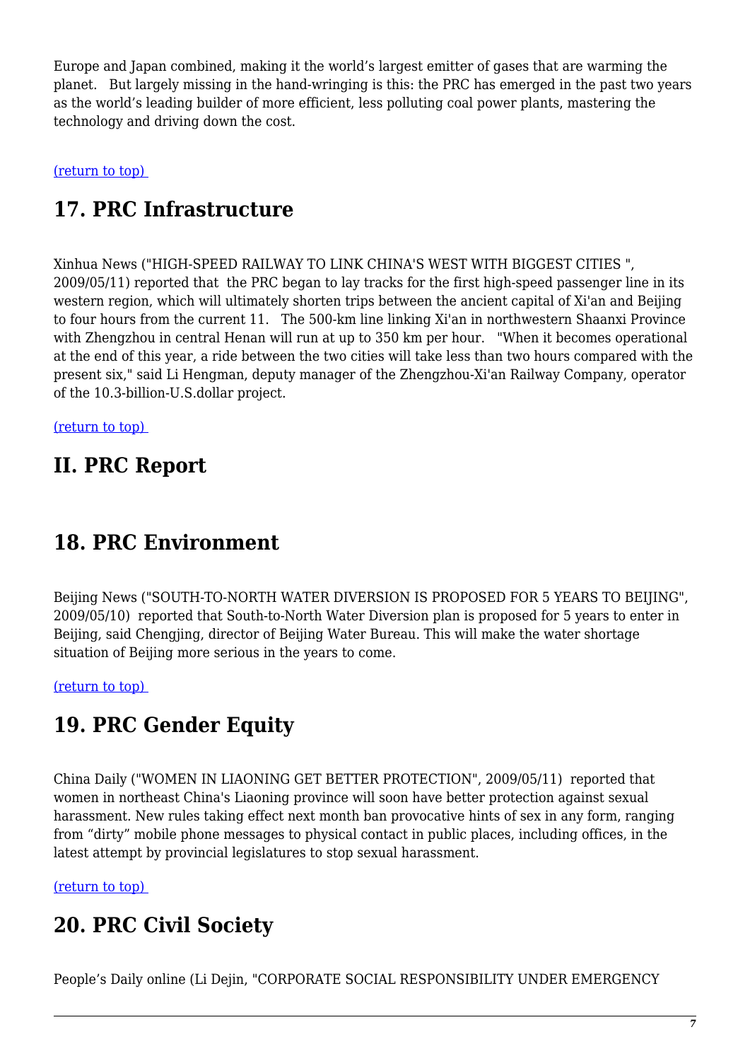Europe and Japan combined, making it the world's largest emitter of gases that are warming the planet. But largely missing in the hand-wringing is this: the PRC has emerged in the past two years as the world's leading builder of more efficient, less polluting coal power plants, mastering the technology and driving down the cost.

[(return to top)](#top)

## 17. PRC Infrastructure

Xinhua News ("HIGH-SPEED RAILWAY TO LINK CHINA'S WEST WITH BIGGEST CITIES ", 2009/05/11) reported that the PRC began to lay tracks for the first high-speed passenger line in its western region, which will ultimately shorten trips between the ancient capital of Xi'an and Beijing to four hours from the current 11. The 500-km line linking Xi'an in northwestern Shaanxi Province with Zhengzhou in central Henan will run at up to 350 km per hour. "When it becomes operational at the end of this year, a ride between the two cities will take less than two hours compared with the present six," said Li Hengman, deputy manager of the Zhengzhou-Xi'an Railway Company, operator of the 10.3-billion-U.S.dollar project.

[(return to top)](#top)

## II. PRC Report

## 18. PRC Environment

Beijing News ("SOUTH-TO-NORTH WATER DIVERSION IS PROPOSED FOR 5 YEARS TO BEIJING", 2009/05/10) reported that South-to-North Water Diversion plan is proposed for 5 years to enter in Beijing, said Chengjing, director of Beijing Water Bureau. This will make the water shortage situation of Beijing more serious in the years to come.

[(return to top)](#top)

## 19. PRC Gender Equity

China Daily ("WOMEN IN LIAONING GET BETTER PROTECTION", 2009/05/11) reported that women in northeast China's Liaoning province will soon have better protection against sexual harassment. New rules taking effect next month ban provocative hints of sex in any form, ranging from "dirty" mobile phone messages to physical contact in public places, including offices, in the latest attempt by provincial legislatures to stop sexual harassment.

[(return to top)](#top)

## 20. PRC Civil Society

People's Daily online (Li Dejin, "CORPORATE SOCIAL RESPONSIBILITY UNDER EMERGENCY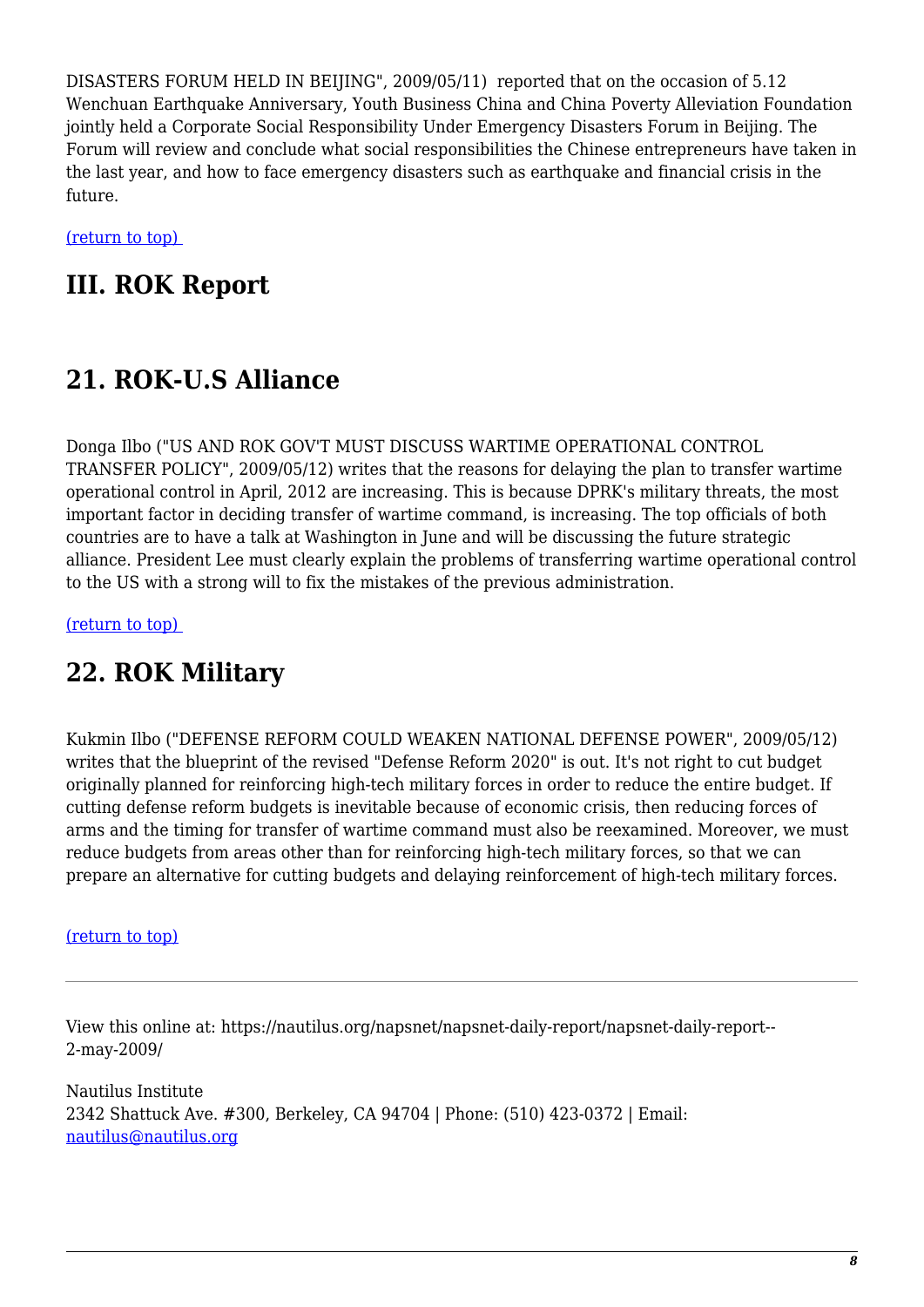DISASTERS FORUM HELD IN BEIJING", 2009/05/11) reported that on the occasion of 5.12 Wenchuan Earthquake Anniversary, Youth Business China and China Poverty Alleviation Foundation jointly held a Corporate Social Responsibility Under Emergency Disasters Forum in Beijing. The Forum will review and conclude what social responsibilities the Chinese entrepreneurs have taken in the last year, and how to face emergency disasters such as earthquake and financial crisis in the future.

(return to top)

# III. ROK Report

## 21. ROK-U.S Alliance

Donga Ilbo ("US AND ROK GOV'T MUST DISCUSS WARTIME OPERATIONAL CONTROL TRANSFER POLICY", 2009/05/12) writes that the reasons for delaying the plan to transfer wartime operational control in April, 2012 are increasing. This is because DPRK's military threats, the most important factor in deciding transfer of wartime command, is increasing. The top officials of both countries are to have a talk at Washington in June and will be discussing the future strategic alliance. President Lee must clearly explain the problems of transferring wartime operational control to the US with a strong will to fix the mistakes of the previous administration.

(return to top)

## 22. ROK Military

Kukmin Ilbo ("DEFENSE REFORM COULD WEAKEN NATIONAL DEFENSE POWER", 2009/05/12) writes that the blueprint of the revised "Defense Reform 2020" is out. It's not right to cut budget originally planned for reinforcing high-tech military forces in order to reduce the entire budget. If cutting defense reform budgets is inevitable because of economic crisis, then reducing forces of arms and the timing for transfer of wartime command must also be reexamined. Moreover, we must reduce budgets from areas other than for reinforcing high-tech military forces, so that we can prepare an alternative for cutting budgets and delaying reinforcement of high-tech military forces.

(return to top)

---

View this online at: https://nautilus.org/napsnet/napsnet-daily-report/napsnet-daily-report--2-may-2009/

Nautilus Institute
2342 Shattuck Ave. #300, Berkeley, CA 94704 | Phone: (510) 423-0372 | Email: nautilus@nautilus.org